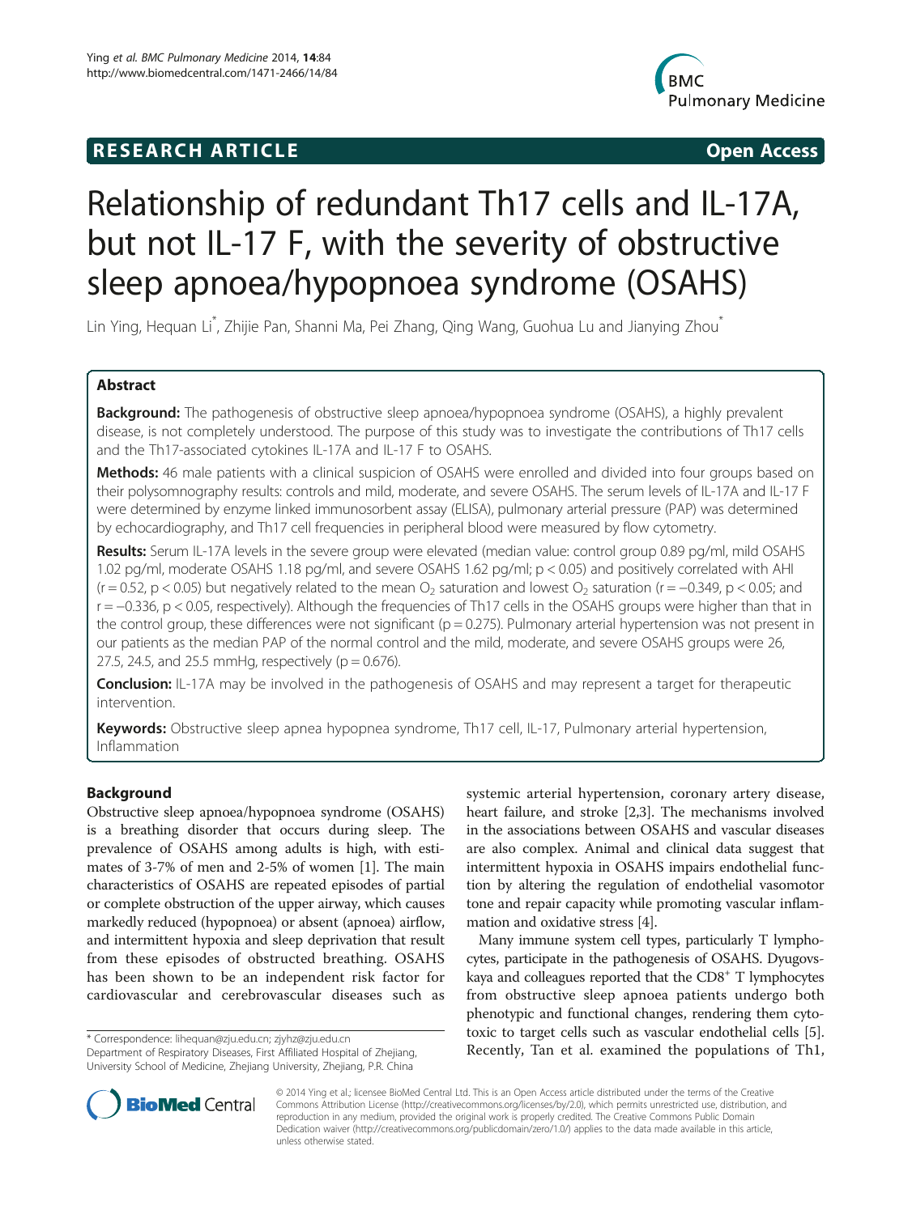**RESEARCH ARTICLE** **Open Access**

# Relationship of redundant Th17 cells and IL-17A, but not IL-17 F, with the severity of obstructive sleep apnoea/hypopnoea syndrome (OSAHS)

Lin Ying, Hequan Li*, Zhijie Pan, Shanni Ma, Pei Zhang, Qing Wang, Guohua Lu and Jianying Zhou*

## Abstract

**Background:** The pathogenesis of obstructive sleep apnoea/hypopnoea syndrome (OSAHS), a highly prevalent disease, is not completely understood. The purpose of this study was to investigate the contributions of Th17 cells and the Th17-associated cytokines IL-17A and IL-17 F to OSAHS.

**Methods:** 46 male patients with a clinical suspicion of OSAHS were enrolled and divided into four groups based on their polysomnography results: controls and mild, moderate, and severe OSAHS. The serum levels of IL-17A and IL-17 F were determined by enzyme linked immunosorbent assay (ELISA), pulmonary arterial pressure (PAP) was determined by echocardiography, and Th17 cell frequencies in peripheral blood were measured by flow cytometry.

**Results:** Serum IL-17A levels in the severe group were elevated (median value: control group 0.89 pg/ml, mild OSAHS 1.02 pg/ml, moderate OSAHS 1.18 pg/ml, and severe OSAHS 1.62 pg/ml; $p < 0.05$) and positively correlated with AHI ($r = 0.52$, $p < 0.05$) but negatively related to the mean $O_2$ saturation and lowest $O_2$ saturation ($r = -0.349$, $p < 0.05$; and $r = -0.336$, $p < 0.05$, respectively). Although the frequencies of Th17 cells in the OSAHS groups were higher than that in the control group, these differences were not significant ($p = 0.275$). Pulmonary arterial hypertension was not present in our patients as the median PAP of the normal control and the mild, moderate, and severe OSAHS groups were 26, 27.5, 24.5, and 25.5 mmHg, respectively ($p = 0.676$).

**Conclusion:** IL-17A may be involved in the pathogenesis of OSAHS and may represent a target for therapeutic intervention.

**Keywords:** Obstructive sleep apnea hypopnea syndrome, Th17 cell, IL-17, Pulmonary arterial hypertension, Inflammation

## Background

Obstructive sleep apnoea/hypopnoea syndrome (OSAHS) is a breathing disorder that occurs during sleep. The prevalence of OSAHS among adults is high, with estimates of 3-7% of men and 2-5% of women [1]. The main characteristics of OSAHS are repeated episodes of partial or complete obstruction of the upper airway, which causes markedly reduced (hypopnoea) or absent (apnoea) airflow, and intermittent hypoxia and sleep deprivation that result from these episodes of obstructed breathing. OSAHS has been shown to be an independent risk factor for cardiovascular and cerebrovascular diseases such as systemic arterial hypertension, coronary artery disease, heart failure, and stroke [2,3]. The mechanisms involved in the associations between OSAHS and vascular diseases are also complex. Animal and clinical data suggest that intermittent hypoxia in OSAHS impairs endothelial function by altering the regulation of endothelial vasomotor tone and repair capacity while promoting vascular inflammation and oxidative stress [4].

Many immune system cell types, particularly T lymphocytes, participate in the pathogenesis of OSAHS. Dyugovskaya and colleagues reported that the $CD8^+$ T lymphocytes from obstructive sleep apnoea patients undergo both phenotypic and functional changes, rendering them cytotoxic to target cells such as vascular endothelial cells [5]. Recently, Tan et al. examined the populations of Th1,

* Correspondence: lihequan@zju.edu.cn; zjyhz@zju.edu.cn
Department of Respiratory Diseases, First Affiliated Hospital of Zhejiang, University School of Medicine, Zhejiang University, Zhejiang, P.R. China

© 2014 Ying et al.; licensee BioMed Central Ltd. This is an Open Access article distributed under the terms of the Creative Commons Attribution License (http://creativecommons.org/licenses/by/2.0), which permits unrestricted use, distribution, and reproduction in any medium, provided the original work is properly credited. The Creative Commons Public Domain Dedication waiver (http://creativecommons.org/publicdomain/zero/1.0/) applies to the data made available in this article, unless otherwise stated.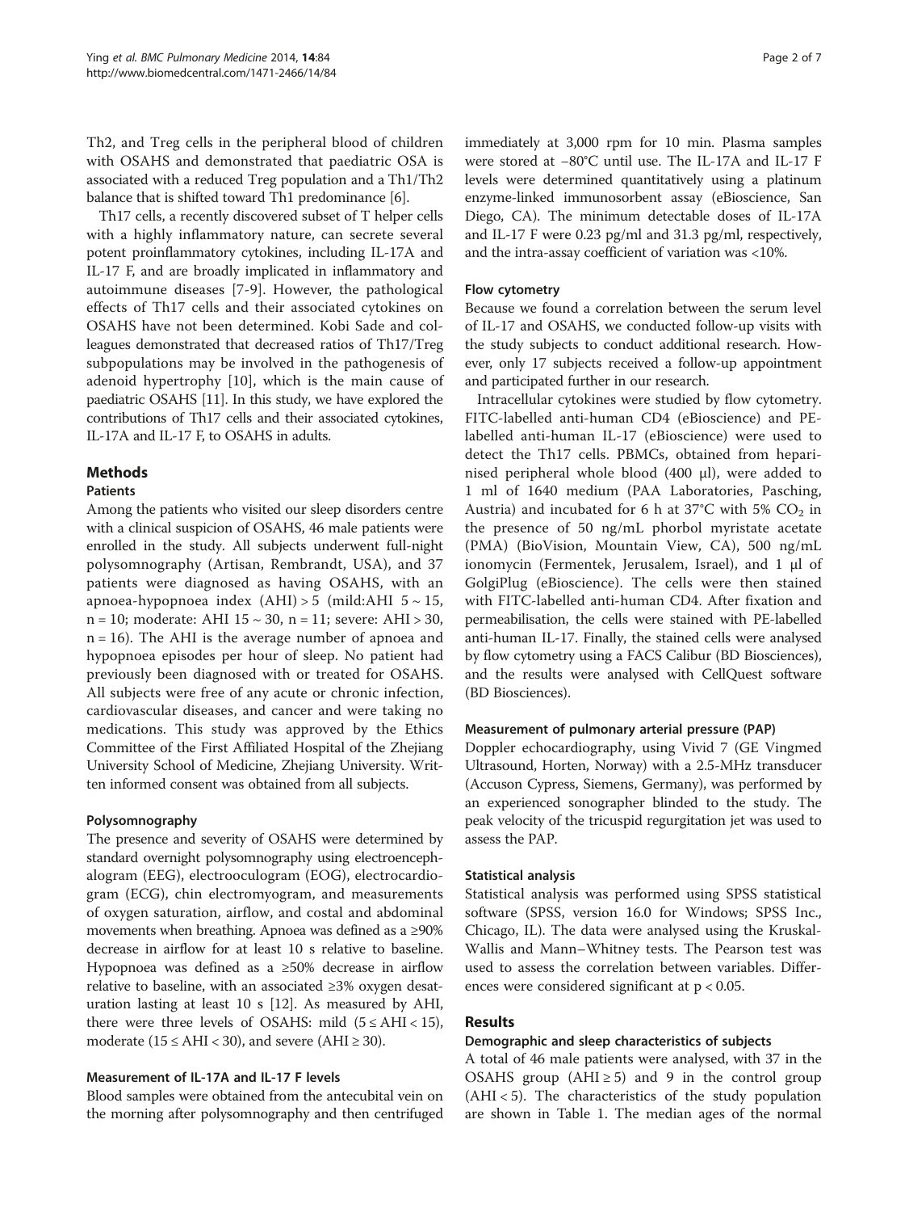Th2, and Treg cells in the peripheral blood of children with OSAHS and demonstrated that paediatric OSA is associated with a reduced Treg population and a Th1/Th2 balance that is shifted toward Th1 predominance [6].

Th17 cells, a recently discovered subset of T helper cells with a highly inflammatory nature, can secrete several potent proinflammatory cytokines, including IL-17A and IL-17 F, and are broadly implicated in inflammatory and autoimmune diseases [7-9]. However, the pathological effects of Th17 cells and their associated cytokines on OSAHS have not been determined. Kobi Sade and colleagues demonstrated that decreased ratios of Th17/Treg subpopulations may be involved in the pathogenesis of adenoid hypertrophy [10], which is the main cause of paediatric OSAHS [11]. In this study, we have explored the contributions of Th17 cells and their associated cytokines, IL-17A and IL-17 F, to OSAHS in adults.

## Methods

### Patients

Among the patients who visited our sleep disorders centre with a clinical suspicion of OSAHS, 46 male patients were enrolled in the study. All subjects underwent full-night polysomnography (Artisan, Rembrandt, USA), and 37 patients were diagnosed as having OSAHS, with an apnoea-hypopnoea index (AHI) > 5 (mild:AHI 5 ~ 15, n = 10; moderate: AHI 15 ~ 30, n = 11; severe: AHI > 30, n = 16). The AHI is the average number of apnoea and hypopnoea episodes per hour of sleep. No patient had previously been diagnosed with or treated for OSAHS. All subjects were free of any acute or chronic infection, cardiovascular diseases, and cancer and were taking no medications. This study was approved by the Ethics Committee of the First Affiliated Hospital of the Zhejiang University School of Medicine, Zhejiang University. Written informed consent was obtained from all subjects.

### Polysomnography

The presence and severity of OSAHS were determined by standard overnight polysomnography using electroencephalogram (EEG), electrooculogram (EOG), electrocardiogram (ECG), chin electromyogram, and measurements of oxygen saturation, airflow, and costal and abdominal movements when breathing. Apnoea was defined as a ≥90% decrease in airflow for at least 10 s relative to baseline. Hypopnoea was defined as a ≥50% decrease in airflow relative to baseline, with an associated ≥3% oxygen desaturation lasting at least 10 s [12]. As measured by AHI, there were three levels of OSAHS: mild (5 ≤ AHI < 15), moderate (15 ≤ AHI < 30), and severe (AHI ≥ 30).

### Measurement of IL-17A and IL-17 F levels

Blood samples were obtained from the antecubital vein on the morning after polysomnography and then centrifuged immediately at 3,000 rpm for 10 min. Plasma samples were stored at −80°C until use. The IL-17A and IL-17 F levels were determined quantitatively using a platinum enzyme-linked immunosorbent assay (eBioscience, San Diego, CA). The minimum detectable doses of IL-17A and IL-17 F were 0.23 pg/ml and 31.3 pg/ml, respectively, and the intra-assay coefficient of variation was <10%.

### Flow cytometry

Because we found a correlation between the serum level of IL-17 and OSAHS, we conducted follow-up visits with the study subjects to conduct additional research. However, only 17 subjects received a follow-up appointment and participated further in our research.

Intracellular cytokines were studied by flow cytometry. FITC-labelled anti-human CD4 (eBioscience) and PE-labelled anti-human IL-17 (eBioscience) were used to detect the Th17 cells. PBMCs, obtained from heparinised peripheral whole blood (400 μl), were added to 1 ml of 1640 medium (PAA Laboratories, Pasching, Austria) and incubated for 6 h at 37°C with 5% $CO_2$ in the presence of 50 ng/mL phorbol myristate acetate (PMA) (BioVision, Mountain View, CA), 500 ng/mL ionomycin (Fermentek, Jerusalem, Israel), and 1 μl of GolgiPlug (eBioscience). The cells were then stained with FITC-labelled anti-human CD4. After fixation and permeabilisation, the cells were stained with PE-labelled anti-human IL-17. Finally, the stained cells were analysed by flow cytometry using a FACS Calibur (BD Biosciences), and the results were analysed with CellQuest software (BD Biosciences).

### Measurement of pulmonary arterial pressure (PAP)

Doppler echocardiography, using Vivid 7 (GE Vingmed Ultrasound, Horten, Norway) with a 2.5-MHz transducer (Accuson Cypress, Siemens, Germany), was performed by an experienced sonographer blinded to the study. The peak velocity of the tricuspid regurgitation jet was used to assess the PAP.

### Statistical analysis

Statistical analysis was performed using SPSS statistical software (SPSS, version 16.0 for Windows; SPSS Inc., Chicago, IL). The data were analysed using the Kruskal-Wallis and Mann–Whitney tests. The Pearson test was used to assess the correlation between variables. Differences were considered significant at $p < 0.05$.

## Results

### Demographic and sleep characteristics of subjects

A total of 46 male patients were analysed, with 37 in the OSAHS group (AHI ≥ 5) and 9 in the control group (AHI < 5). The characteristics of the study population are shown in Table 1. The median ages of the normal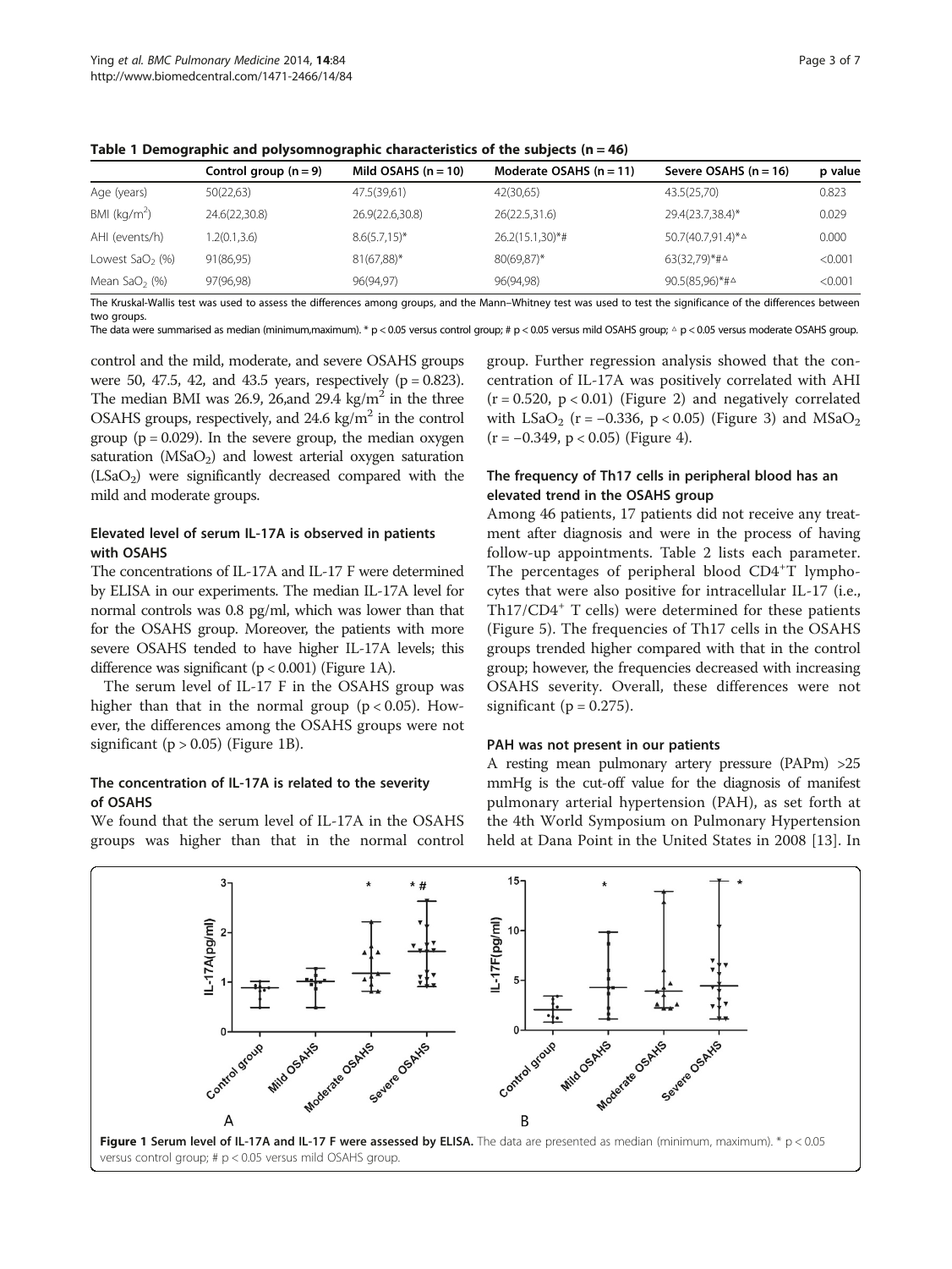**Table 1 Demographic and polysomnographic characteristics of the subjects (n = 46)**

| | Control group (n = 9) | Mild OSAHS (n = 10) | Moderate OSAHS (n = 11) | Severe OSAHS (n = 16) | p value |
|---|---|---|---|---|---|
| Age (years) | 50(22,63) | 47.5(39,61) | 42(30,65) | 43.5(25,70) | 0.823 |
| BMI ($kg/m^2$) | 24.6(22,30.8) | 26.9(22.6,30.8) | 26(22.5,31.6) | 29.4(23.7,38.4)* | 0.029 |
| AHI (events/h) | 1.2(0.1,3.6) | 8.6(5.7,15)* | 26.2(15.1,30)*# | 50.7(40.7,91.4)*△ | 0.000 |
| Lowest $SaO_2$ (%) | 91(86,95) | 81(67,88)* | 80(69,87)* | 63(32,79)*#△ | <0.001 |
| Mean $SaO_2$ (%) | 97(96,98) | 96(94,97) | 96(94,98) | 90.5(85,96)*#△ | <0.001 |

The Kruskal-Wallis test was used to assess the differences among groups, and the Mann–Whitney test was used to test the significance of the differences between two groups.
The data were summarised as median (minimum,maximum). * p < 0.05 versus control group; # p < 0.05 versus mild OSAHS group; △ p < 0.05 versus moderate OSAHS group.

control and the mild, moderate, and severe OSAHS groups were 50, 47.5, 42, and 43.5 years, respectively (p = 0.823). The median BMI was 26.9, 26,and 29.4 $kg/m^2$ in the three OSAHS groups, respectively, and 24.6 $kg/m^2$ in the control group (p = 0.029). In the severe group, the median oxygen saturation ($MSaO_2$) and lowest arterial oxygen saturation ($LSaO_2$) were significantly decreased compared with the mild and moderate groups.

### Elevated level of serum IL-17A is observed in patients with OSAHS

The concentrations of IL-17A and IL-17 F were determined by ELISA in our experiments. The median IL-17A level for normal controls was 0.8 pg/ml, which was lower than that for the OSAHS group. Moreover, the patients with more severe OSAHS tended to have higher IL-17A levels; this difference was significant (p < 0.001) (Figure 1A).

The serum level of IL-17 F in the OSAHS group was higher than that in the normal group (p < 0.05). However, the differences among the OSAHS groups were not significant (p > 0.05) (Figure 1B).

### The concentration of IL-17A is related to the severity of OSAHS

We found that the serum level of IL-17A in the OSAHS groups was higher than that in the normal control group. Further regression analysis showed that the concentration of IL-17A was positively correlated with AHI (r = 0.520, p < 0.01) (Figure 2) and negatively correlated with $LSaO_2$ (r = −0.336, p < 0.05) (Figure 3) and $MSaO_2$ (r = −0.349, p < 0.05) (Figure 4).

### The frequency of Th17 cells in peripheral blood has an elevated trend in the OSAHS group

Among 46 patients, 17 patients did not receive any treatment after diagnosis and were in the process of having follow-up appointments. Table 2 lists each parameter. The percentages of peripheral blood $CD4^{+}$T lymphocytes that were also positive for intracellular IL-17 (i.e., Th17/$CD4^{+}$ T cells) were determined for these patients (Figure 5). The frequencies of Th17 cells in the OSAHS groups trended higher compared with that in the control group; however, the frequencies decreased with increasing OSAHS severity. Overall, these differences were not significant (p = 0.275).

### PAH was not present in our patients

A resting mean pulmonary artery pressure (PAPm) >25 mmHg is the cut-off value for the diagnosis of manifest pulmonary arterial hypertension (PAH), as set forth at the 4th World Symposium on Pulmonary Hypertension held at Dana Point in the United States in 2008 [13]. In

A
IL-17A(pg/ml)
0
1
2
3
*
* #
Control group
Mild OSAHS
Moderate OSAHS
Severe OSAHS

B
IL-17F(pg/ml)
0
5
10
15
*
*
Control group
Mild OSAHS
Moderate OSAHS
Severe OSAHS

**Figure 1 Serum level of IL-17A and IL-17 F were assessed by ELISA.** The data are presented as median (minimum, maximum). * p < 0.05 versus control group; # p < 0.05 versus mild OSAHS group.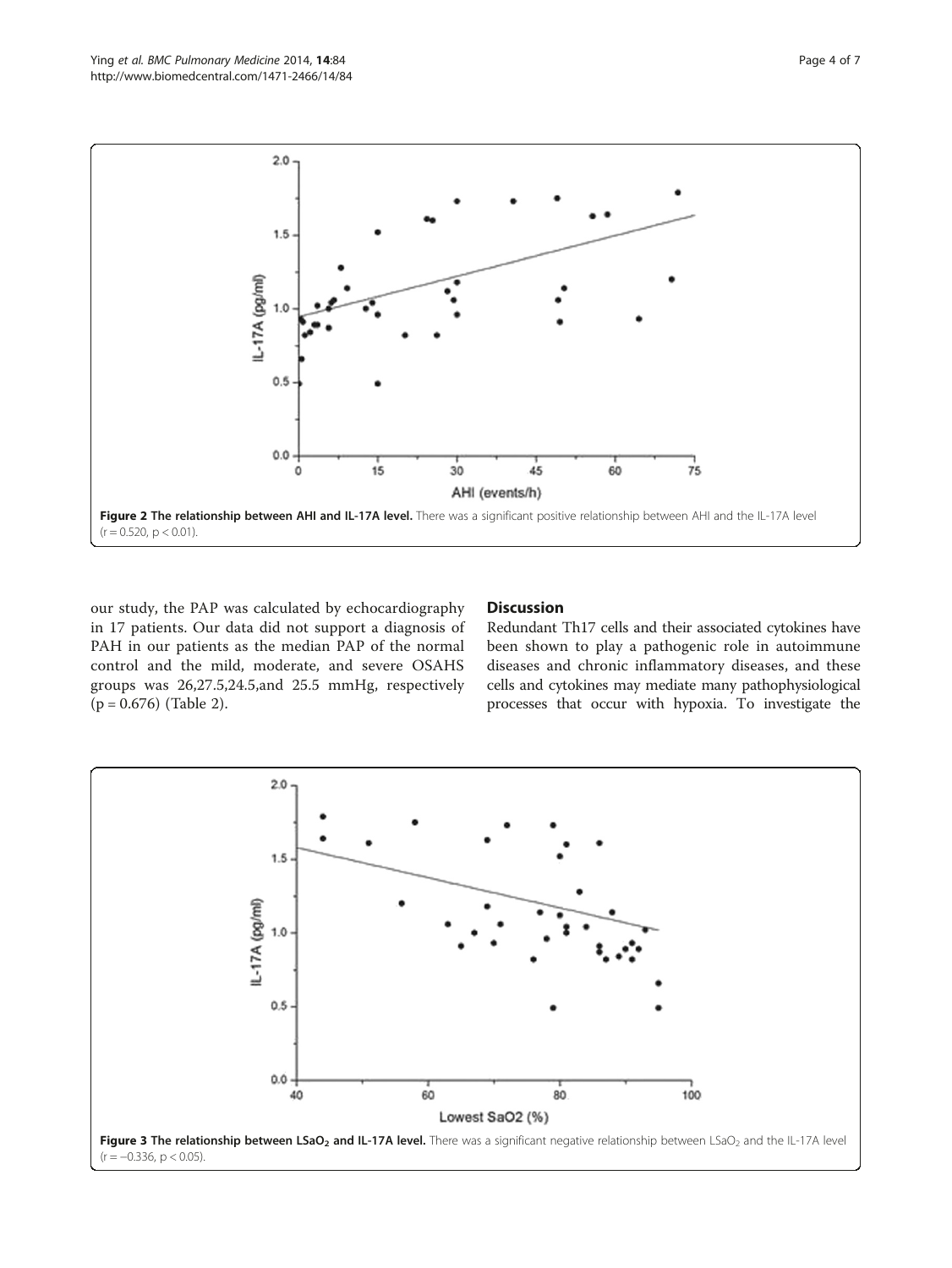2.0
1.5
1.0
0.5
0.0
IL-17A (pg/ml)
0
15
30
45
60
75
AHI (events/h)

**Figure 2 The relationship between AHI and IL-17A level.** There was a significant positive relationship between AHI and the IL-17A level ($r = 0.520$, $p < 0.01$).

our study, the PAP was calculated by echocardiography in 17 patients. Our data did not support a diagnosis of PAH in our patients as the median PAP of the normal control and the mild, moderate, and severe OSAHS groups was 26,27.5,24.5,and 25.5 mmHg, respectively ($p = 0.676$) (Table 2).

## Discussion

Redundant Th17 cells and their associated cytokines have been shown to play a pathogenic role in autoimmune diseases and chronic inflammatory diseases, and these cells and cytokines may mediate many pathophysiological processes that occur with hypoxia. To investigate the

2.0
1.5
1.0
0.5
0.0
IL-17A (pg/ml)
40
60
80
100
Lowest SaO2 (%)

**Figure 3 The relationship between $LSaO_2$ and IL-17A level.** There was a significant negative relationship between $LSaO_2$ and the IL-17A level ($r = -0.336$, $p < 0.05$).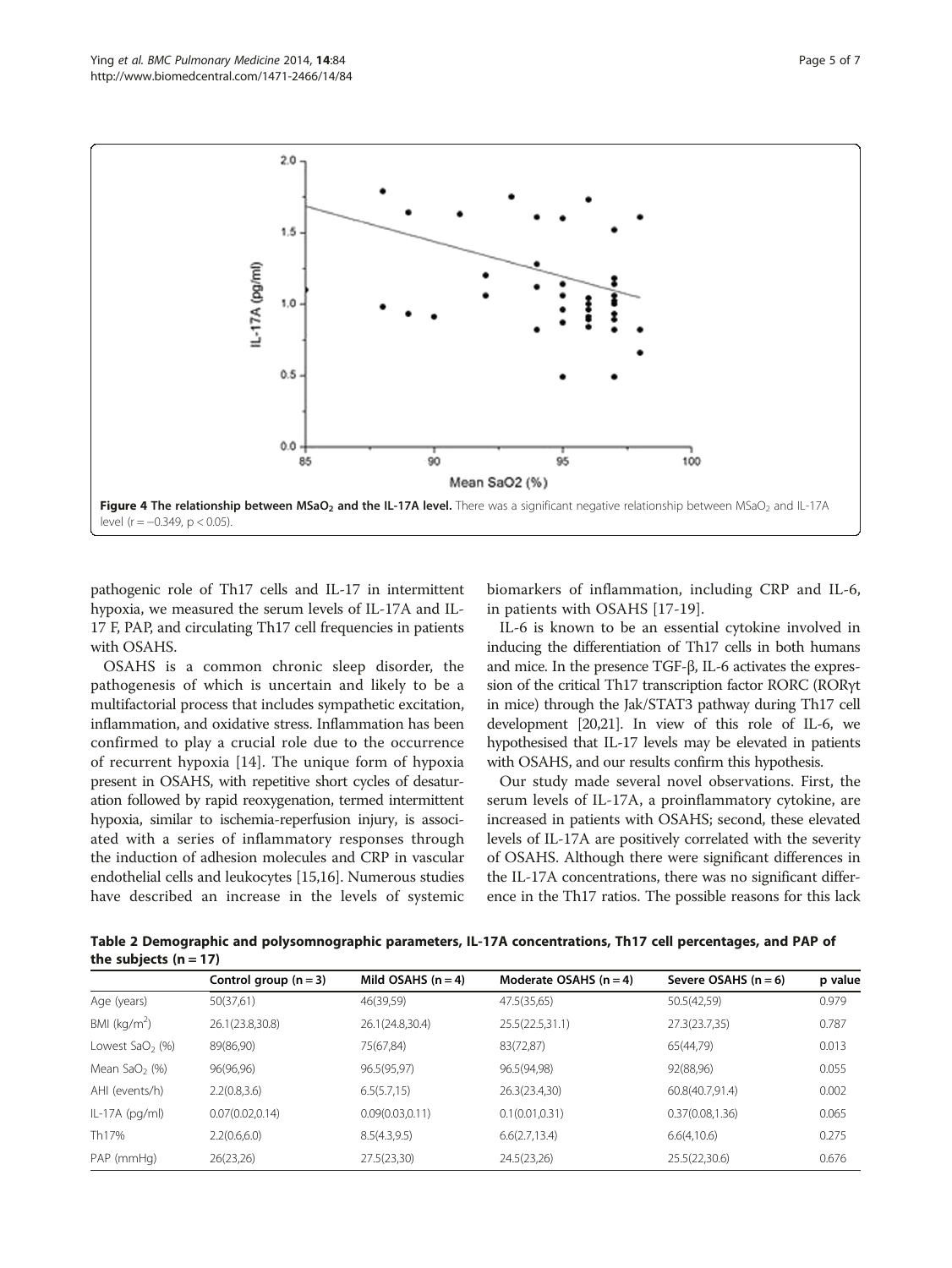2.0
1.5
1.0
0.5
0.0
IL-17A (pg/ml)
85
90
95
100
Mean SaO2 (%)

**Figure 4 The relationship between $MSaO_2$ and the IL-17A level.** There was a significant negative relationship between $MSaO_2$ and IL-17A level ($r = -0.349$, $p < 0.05$).

pathogenic role of Th17 cells and IL-17 in intermittent hypoxia, we measured the serum levels of IL-17A and IL-17 F, PAP, and circulating Th17 cell frequencies in patients with OSAHS.

OSAHS is a common chronic sleep disorder, the pathogenesis of which is uncertain and likely to be a multifactorial process that includes sympathetic excitation, inflammation, and oxidative stress. Inflammation has been confirmed to play a crucial role due to the occurrence of recurrent hypoxia [14]. The unique form of hypoxia present in OSAHS, with repetitive short cycles of desaturation followed by rapid reoxygenation, termed intermittent hypoxia, similar to ischemia-reperfusion injury, is associated with a series of inflammatory responses through the induction of adhesion molecules and CRP in vascular endothelial cells and leukocytes [15,16]. Numerous studies have described an increase in the levels of systemic biomarkers of inflammation, including CRP and IL-6, in patients with OSAHS [17-19].

IL-6 is known to be an essential cytokine involved in inducing the differentiation of Th17 cells in both humans and mice. In the presence TGF-β, IL-6 activates the expression of the critical Th17 transcription factor RORC (RORγt in mice) through the Jak/STAT3 pathway during Th17 cell development [20,21]. In view of this role of IL-6, we hypothesised that IL-17 levels may be elevated in patients with OSAHS, and our results confirm this hypothesis.

Our study made several novel observations. First, the serum levels of IL-17A, a proinflammatory cytokine, are increased in patients with OSAHS; second, these elevated levels of IL-17A are positively correlated with the severity of OSAHS. Although there were significant differences in the IL-17A concentrations, there was no significant difference in the Th17 ratios. The possible reasons for this lack

**Table 2 Demographic and polysomnographic parameters, IL-17A concentrations, Th17 cell percentages, and PAP of the subjects (n = 17)**

| | Control group (n = 3) | Mild OSAHS (n = 4) | Moderate OSAHS (n = 4) | Severe OSAHS (n = 6) | p value |
|---|---|---|---|---|---|
| Age (years) | 50(37,61) | 46(39,59) | 47.5(35,65) | 50.5(42,59) | 0.979 |
| BMI ($kg/m^2$) | 26.1(23.8,30.8) | 26.1(24.8,30.4) | 25.5(22.5,31.1) | 27.3(23.7,35) | 0.787 |
| Lowest $SaO_2$ (%) | 89(86,90) | 75(67,84) | 83(72,87) | 65(44,79) | 0.013 |
| Mean $SaO_2$ (%) | 96(96,96) | 96.5(95,97) | 96.5(94,98) | 92(88,96) | 0.055 |
| AHI (events/h) | 2.2(0.8,3.6) | 6.5(5.7,15) | 26.3(23.4,30) | 60.8(40.7,91.4) | 0.002 |
| IL-17A (pg/ml) | 0.07(0.02,0.14) | 0.09(0.03,0.11) | 0.1(0.01,0.31) | 0.37(0.08,1.36) | 0.065 |
| Th17% | 2.2(0.6,6.0) | 8.5(4.3,9.5) | 6.6(2.7,13.4) | 6.6(4,10.6) | 0.275 |
| PAP (mmHg) | 26(23,26) | 27.5(23,30) | 24.5(23,26) | 25.5(22,30.6) | 0.676 |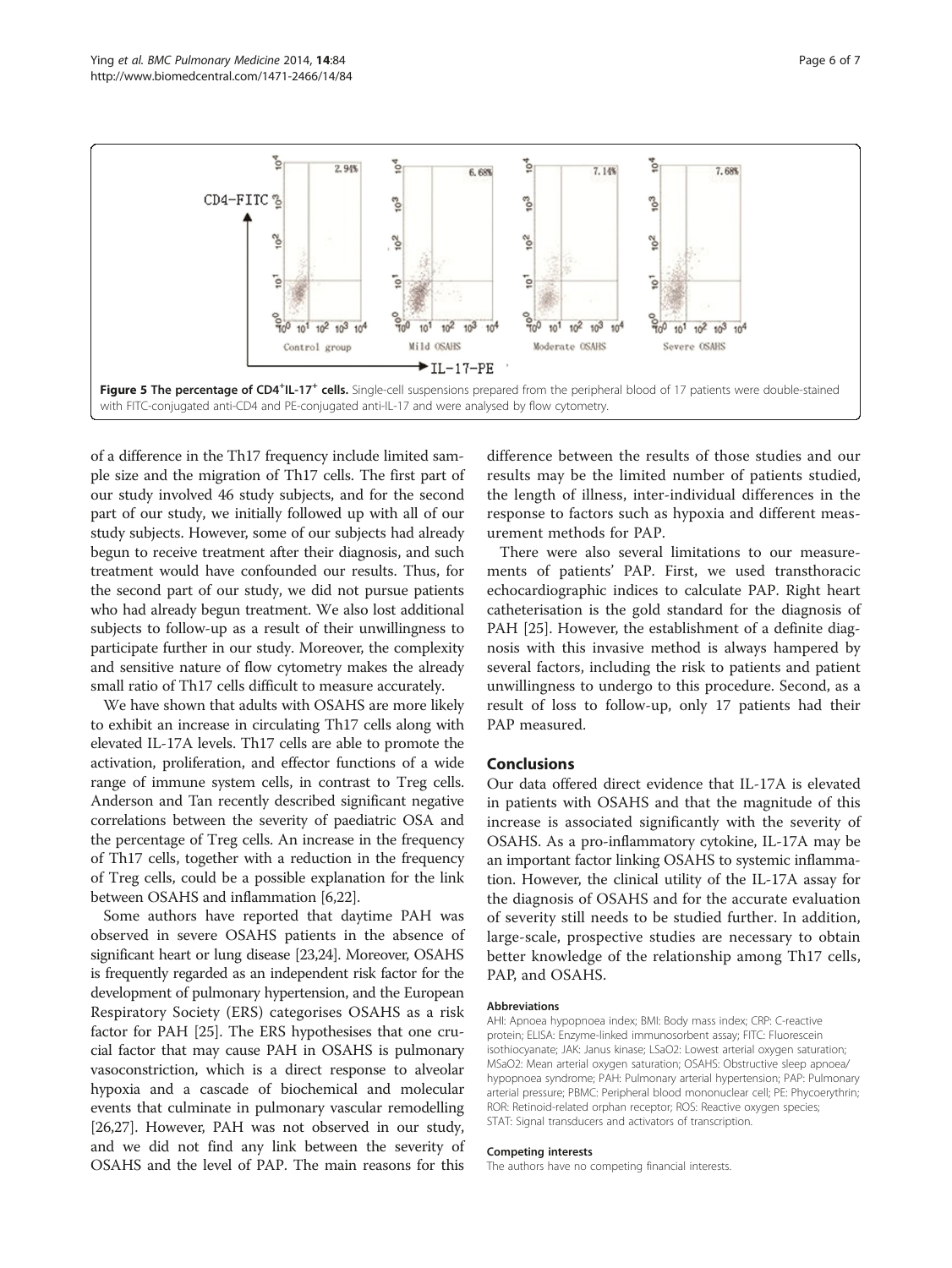CD4-FITC

IL-17-PE

2.94%

6.68%

7.14%

7.68%

Control group

Mild OSAHS

Moderate OSAHS

Severe OSAHS

**Figure 5 The percentage of CD4$^{+}$IL-17$^{+}$ cells.** Single-cell suspensions prepared from the peripheral blood of 17 patients were double-stained with FITC-conjugated anti-CD4 and PE-conjugated anti-IL-17 and were analysed by flow cytometry.

of a difference in the Th17 frequency include limited sample size and the migration of Th17 cells. The first part of our study involved 46 study subjects, and for the second part of our study, we initially followed up with all of our study subjects. However, some of our subjects had already begun to receive treatment after their diagnosis, and such treatment would have confounded our results. Thus, for the second part of our study, we did not pursue patients who had already begun treatment. We also lost additional subjects to follow-up as a result of their unwillingness to participate further in our study. Moreover, the complexity and sensitive nature of flow cytometry makes the already small ratio of Th17 cells difficult to measure accurately.

We have shown that adults with OSAHS are more likely to exhibit an increase in circulating Th17 cells along with elevated IL-17A levels. Th17 cells are able to promote the activation, proliferation, and effector functions of a wide range of immune system cells, in contrast to Treg cells. Anderson and Tan recently described significant negative correlations between the severity of paediatric OSA and the percentage of Treg cells. An increase in the frequency of Th17 cells, together with a reduction in the frequency of Treg cells, could be a possible explanation for the link between OSAHS and inflammation [6,22].

Some authors have reported that daytime PAH was observed in severe OSAHS patients in the absence of significant heart or lung disease [23,24]. Moreover, OSAHS is frequently regarded as an independent risk factor for the development of pulmonary hypertension, and the European Respiratory Society (ERS) categorises OSAHS as a risk factor for PAH [25]. The ERS hypothesises that one crucial factor that may cause PAH in OSAHS is pulmonary vasoconstriction, which is a direct response to alveolar hypoxia and a cascade of biochemical and molecular events that culminate in pulmonary vascular remodelling [26,27]. However, PAH was not observed in our study, and we did not find any link between the severity of OSAHS and the level of PAP. The main reasons for this difference between the results of those studies and our results may be the limited number of patients studied, the length of illness, inter-individual differences in the response to factors such as hypoxia and different measurement methods for PAP.

There were also several limitations to our measurements of patients' PAP. First, we used transthoracic echocardiographic indices to calculate PAP. Right heart catheterisation is the gold standard for the diagnosis of PAH [25]. However, the establishment of a definite diagnosis with this invasive method is always hampered by several factors, including the risk to patients and patient unwillingness to undergo to this procedure. Second, as a result of loss to follow-up, only 17 patients had their PAP measured.

## Conclusions

Our data offered direct evidence that IL-17A is elevated in patients with OSAHS and that the magnitude of this increase is associated significantly with the severity of OSAHS. As a pro-inflammatory cytokine, IL-17A may be an important factor linking OSAHS to systemic inflammation. However, the clinical utility of the IL-17A assay for the diagnosis of OSAHS and for the accurate evaluation of severity still needs to be studied further. In addition, large-scale, prospective studies are necessary to obtain better knowledge of the relationship among Th17 cells, PAP, and OSAHS.

#### Abbreviations

AHI: Apnoea hypopnoea index; BMI: Body mass index; CRP: C-reactive protein; ELISA: Enzyme-linked immunosorbent assay; FITC: Fluorescein isothiocyanate; JAK: Janus kinase; LSaO2: Lowest arterial oxygen saturation; MSaO2: Mean arterial oxygen saturation; OSAHS: Obstructive sleep apnoea/hypopnoea syndrome; PAH: Pulmonary arterial hypertension; PAP: Pulmonary arterial pressure; PBMC: Peripheral blood mononuclear cell; PE: Phycoerythrin; ROR: Retinoid-related orphan receptor; ROS: Reactive oxygen species; STAT: Signal transducers and activators of transcription.

#### Competing interests

The authors have no competing financial interests.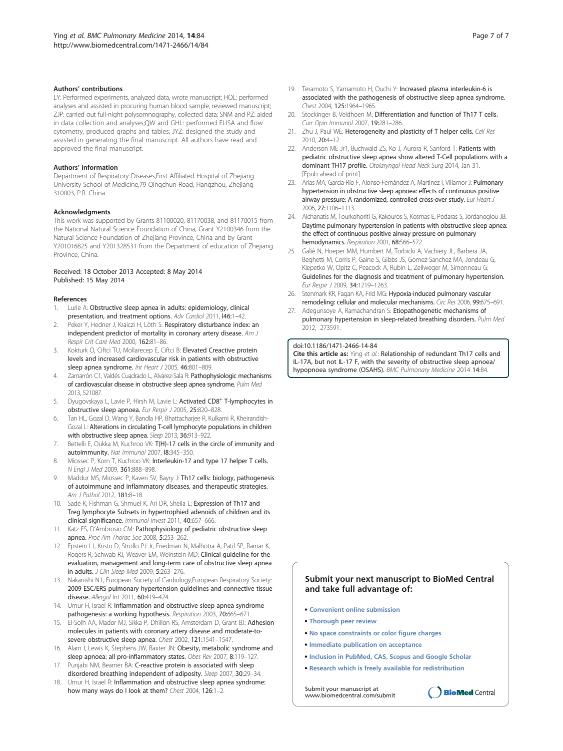### Authors' contributions

LY: Performed experiments, analyzed data, wrote manuscript; HQL: performed analyses and assisted in procuring human blood sample, reviewed manuscript; ZJP: carried out full-night polysomnography, collected data; SNM and PZ: aided in data collection and analyses;QW and GHL: performed ELISA and flow cytometry, produced graphs and tables; JYZ: designed the study and assisted in generating the final manuscript. All authors have read and approved the final manuscript.

### Authors' information

Department of Respiratory Diseases,First Affiliated Hospital of Zhejiang University School of Medicine,79 Qingchun Road, Hangzhou, Zhejiang 310003, P.R. China

### Acknowledgments

This work was supported by Grants 81100020, 81170038, and 81170015 from the National Natural Science Foundation of China, Grant Y2100346 from the Natural Science Foundation of Zhejiang Province, China and by Grant Y201016825 and Y201328531 from the Department of education of Zhejiang Province, China.

Received: 18 October 2013 Accepted: 8 May 2014
Published: 15 May 2014

### References

1. Lurie A: **Obstructive sleep apnea in adults: epidemiology, clinical presentation, and treatment options.** *Adv Cardiol* 2011, **l46**:1–42.
2. Peker Y, Hedner J, Kraiczi H, Löth S: **Respiratory disturbance index: an independent predictor of mortality in coronary artery disease.** *Am J Respir Crit Care Med* 2000, **162**:81–86.
3. Kokturk O, Ciftci TU, Mollarecep E, Ciftci B: **Elevated Creactive protein levels and increased cardiovascular risk in patients with obstructive sleep apnea syndrome.** *Int Heart J* 2005, **46**:801–809.
4. Zamarrón C1, Valdés Cuadrado L, Alvarez-Sala R: **Pathophysiologic mechanisms of cardiovascular disease in obstructive sleep apnea syndrome.** *Pulm Med* 2013, 521087.
5. Dyugovskaya L, Lavie P, Hirsh M, Lavie L: **Activated CD8$^+$ T-lymphocytes in obstructive sleep apnoea.** *Eur Respir J* 2005, **25**:820–828.
6. Tan HL, Gozal D, Wang Y, Bandla HP, Bhattacharjee R, Kulkarni R, Kheirandish-Gozal L: **Alterations in circulating T-cell lymphocyte populations in children with obstructive sleep apnea.** *Sleep* 2013, **36**:913–922.
7. Bettelli E, Oukka M, Kuchroo VK: **T(H)-17 cells in the circle of immunity and autoimmunity.** *Nat Immunol* 2007, **l8**:345–350.
8. Miossec P, Korn T, Kuchroo VK: **Interleukin-17 and type 17 helper T cells.** *N Engl J Med* 2009, **361**:888–898.
9. Maddur MS, Miossec P, Kaveri SV, Bayry J: **Th17 cells: biology, pathogenesis of autoimmune and inflammatory diseases, and therapeutic strategies.** *Am J Pathol* 2012, **181**:8–18.
10. Sade K, Fishman G, Shmuel K, Ari DR, Sheila L: **Expression of Th17 and Treg lymphocyte Subsets in hypertrophied adenoids of children and its clinical significance.** *Immunol Invest* 2011, **40**:657–666.
11. Katz ES, D'Ambrosio CM: **Pathophysiology of pediatric obstructive sleep apnea.** *Proc Am Thorac Soc* 2008, **5**:253–262.
12. Epstein LJ, Kristo D, Strollo PJ Jr, Friedman N, Malhotra A, Patil SP, Ramar K, Rogers R, Schwab RJ, Weaver EM, Weinstein MD: **Clinical guideline for the evaluation, management and long-term care of obstructive sleep apnea in adults.** *J Clin Sleep Med* 2009, **5**:263–276.
13. Nakanishi N1, European Society of Cardiology,European Respiratory Society: **2009 ESC/ERS pulmonary hypertension guidelines and connective tissue disease.** *Allergol Int* 2011, **60**:419–424.
14. Umur H, Israel R: **Inflammation and obstructive sleep apnea syndrome pathogenesis: a working hypothesis.** *Respiration* 2003, **70**:665–671.
15. El-Solh AA, Mador MJ, Sikka P, Dhillon RS, Amsterdam D, Grant BJ: **Adhesion molecules in patients with coronary artery disease and moderate-to-severe obstructive sleep apnea.** *Chest* 2002, **121**:1541–1547.
16. Alam I, Lewis K, Stephens JW, Baxter JN: **Obesity, metabolic syndrome and sleep apnoea: all pro-inflammatory states.** *Obes Rev* 2007, **8**:119–127.
17. Punjabi NM, Beamer BA: **C-reactive protein is associated with sleep disordered breathing independent of adiposity.** *Sleep* 2007, **30**:29–34.
18. Umur H, Israel R: **Inflammation and obstructive sleep apnea syndrome: how many ways do I look at them?** *Chest* 2004, **126**:1–2.
19. Teramoto S, Yamamoto H, Ouchi Y: **Increased plasma interleukin-6 is associated with the pathogenesis of obstructive sleep apnea syndrome.** *Chest* 2004, **125**:1964–1965.
20. Stockinger B, Veldhoen M: **Differentiation and function of Th17 T cells.** *Curr Opin Immunol* 2007, **19**:281–286.
21. Zhu J, Paul WE: **Heterogeneity and plasticity of T helper cells.** *Cell Res* 2010, **20**:4–12.
22. Anderson ME Jr1, Buchwald ZS, Ko J, Aurora R, Sanford T: **Patients with pediatric obstructive sleep apnea show altered T-Cell populations with a dominant TH17 profile.** *Otolaryngol Head Neck Surg* 2014, Jan 31. [Epub ahead of print].
23. Arias MA, García-Río F, Alonso-Fernández A, Martínez I, Villamor J: **Pulmonary hypertension in obstructive sleep apnoea: effects of continuous positive airway pressure: A randomized, controlled cross-over study.** *Eur Heart J* 2006, **27**:1106–1113.
24. Alchanatis M, Tourkohoriti G, Kakouros S, Kosmas E, Podaras S, Jordanoglou JB: **Daytime pulmonary hypertension in patients with obstructive sleep apnea: the effect of continuous positive airway pressure on pulmonary hemodynamics.** *Respiration* 2001, **68**:566–572.
25. Galiè N, Hoeper MM, Humbert M, Torbicki A, Vachiery JL, Barbera JA, Beghetti M, Corris P, Gaine S, Gibbs JS, Gomez-Sanchez MA, Jondeau G, Klepetko W, Opitz C, Peacock A, Rubin L, Zellweger M, Simonneau G: **Guidelines for the diagnosis and treatment of pulmonary hypertension.** *Eur Respir J* 2009, **34**:1219–1263.
26. Stenmark KR, Fagan KA, Frid MG: **Hypoxia-induced pulmonary vascular remodeling: cellular and molecular mechanisms.** *Circ Res* 2006, **99**:675–691.
27. Adegunsoye A, Ramachandran S: **Etiopathogenetic mechanisms of pulmonary hypertension in sleep-related breathing disorders.** *Pulm Med* 2012, 273591.

doi:10.1186/1471-2466-14-84
**Cite this article as:** Ying *et al.*: Relationship of redundant Th17 cells and IL-17A, but not IL-17 F, with the severity of obstructive sleep apnoea/hypopnoea syndrome (OSAHS). *BMC Pulmonary Medicine* 2014 **14**:84.

**Submit your next manuscript to BioMed Central and take full advantage of:**

- **Convenient online submission**
- **Thorough peer review**
- **No space constraints or color figure charges**
- **Immediate publication on acceptance**
- **Inclusion in PubMed, CAS, Scopus and Google Scholar**
- **Research which is freely available for redistribution**

Submit your manuscript at
www.biomedcentral.com/submit

BioMed Central